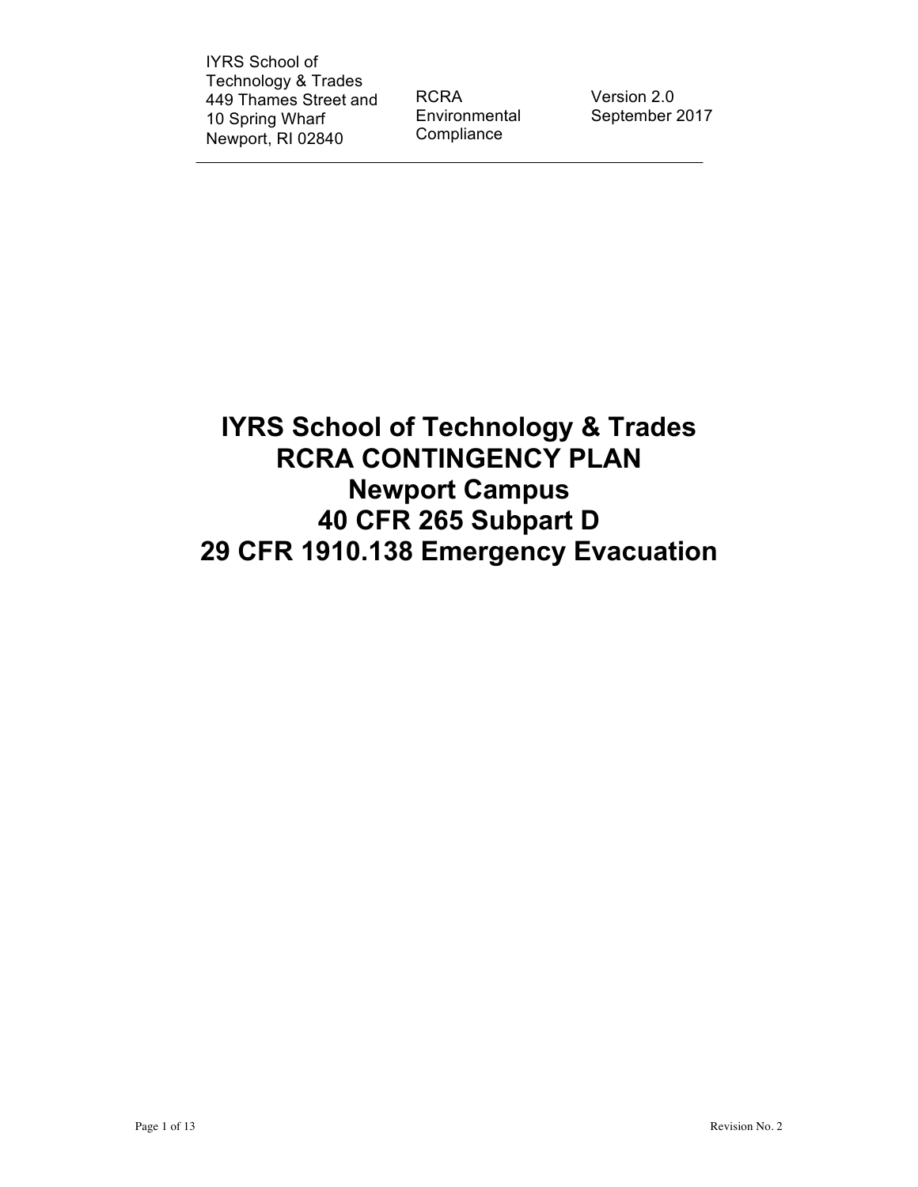IYRS School of Technology & Trades
449 Thames Street and 10 Spring Wharf
Newport, RI 02840

RCRA Environmental Compliance

Version 2.0
September 2017

# IYRS School of Technology & Trades RCRA CONTINGENCY PLAN Newport Campus 40 CFR 265 Subpart D 29 CFR 1910.138 Emergency Evacuation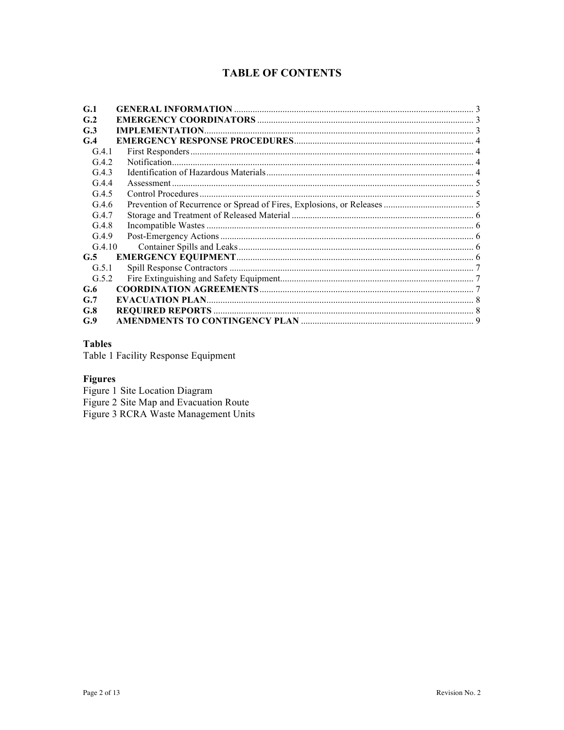# TABLE OF CONTENTS

**G.1 GENERAL INFORMATION** .......... 3
**G.2 EMERGENCY COORDINATORS** .......... 3
**G.3 IMPLEMENTATION** .......... 3
**G.4 EMERGENCY RESPONSE PROCEDURES** .......... 4
- G.4.1 First Responders .......... 4
- G.4.2 Notification .......... 4
- G.4.3 Identification of Hazardous Materials .......... 4
- G.4.4 Assessment .......... 5
- G.4.5 Control Procedures .......... 5
- G.4.6 Prevention of Recurrence or Spread of Fires, Explosions, or Releases .......... 5
- G.4.7 Storage and Treatment of Released Material .......... 6
- G.4.8 Incompatible Wastes .......... 6
- G.4.9 Post-Emergency Actions .......... 6
- G.4.10 Container Spills and Leaks .......... 6

**G.5 EMERGENCY EQUIPMENT** .......... 6
- G.5.1 Spill Response Contractors .......... 7
- G.5.2 Fire Extinguishing and Safety Equipment .......... 7

**G.6 COORDINATION AGREEMENTS** .......... 7
**G.7 EVACUATION PLAN** .......... 8
**G.8 REQUIRED REPORTS** .......... 8
**G.9 AMENDMENTS TO CONTINGENCY PLAN** .......... 9

**Tables**

Table 1 Facility Response Equipment

**Figures**

Figure 1 Site Location Diagram
Figure 2 Site Map and Evacuation Route
Figure 3 RCRA Waste Management Units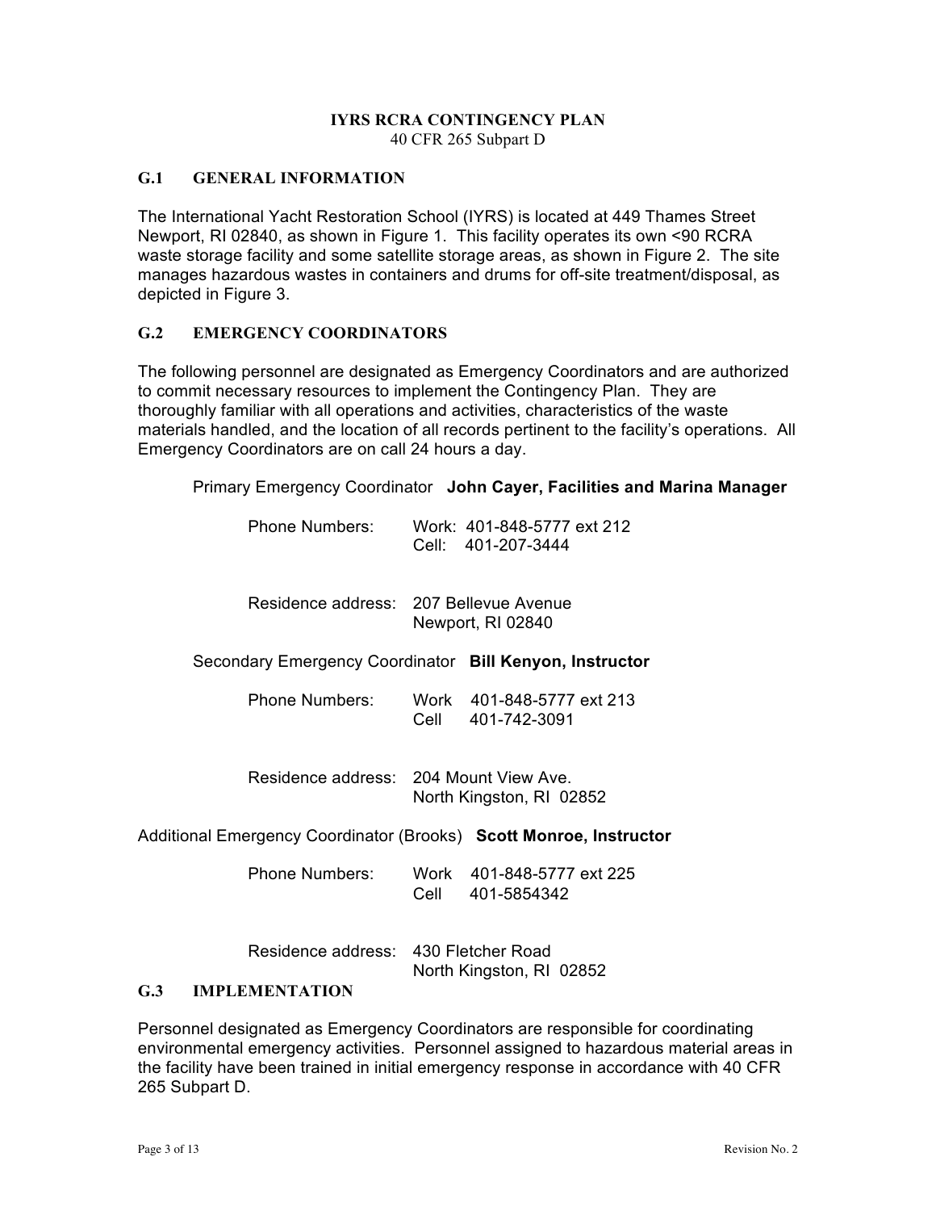**IYRS RCRA CONTINGENCY PLAN**
40 CFR 265 Subpart D

## G.1 GENERAL INFORMATION

The International Yacht Restoration School (IYRS) is located at 449 Thames Street Newport, RI 02840, as shown in Figure 1. This facility operates its own <90 RCRA waste storage facility and some satellite storage areas, as shown in Figure 2. The site manages hazardous wastes in containers and drums for off-site treatment/disposal, as depicted in Figure 3.

## G.2 EMERGENCY COORDINATORS

The following personnel are designated as Emergency Coordinators and are authorized to commit necessary resources to implement the Contingency Plan. They are thoroughly familiar with all operations and activities, characteristics of the waste materials handled, and the location of all records pertinent to the facility's operations. All Emergency Coordinators are on call 24 hours a day.

Primary Emergency Coordinator **John Cayer, Facilities and Marina Manager**

Phone Numbers: Work: 401-848-5777 ext 212
Cell: 401-207-3444

Residence address: 207 Bellevue Avenue
Newport, RI 02840

Secondary Emergency Coordinator **Bill Kenyon, Instructor**

Phone Numbers: Work 401-848-5777 ext 213
Cell 401-742-3091

Residence address: 204 Mount View Ave.
North Kingston, RI 02852

Additional Emergency Coordinator (Brooks) **Scott Monroe, Instructor**

Phone Numbers: Work 401-848-5777 ext 225
Cell 401-5854342

Residence address: 430 Fletcher Road
North Kingston, RI 02852

## G.3 IMPLEMENTATION

Personnel designated as Emergency Coordinators are responsible for coordinating environmental emergency activities. Personnel assigned to hazardous material areas in the facility have been trained in initial emergency response in accordance with 40 CFR 265 Subpart D.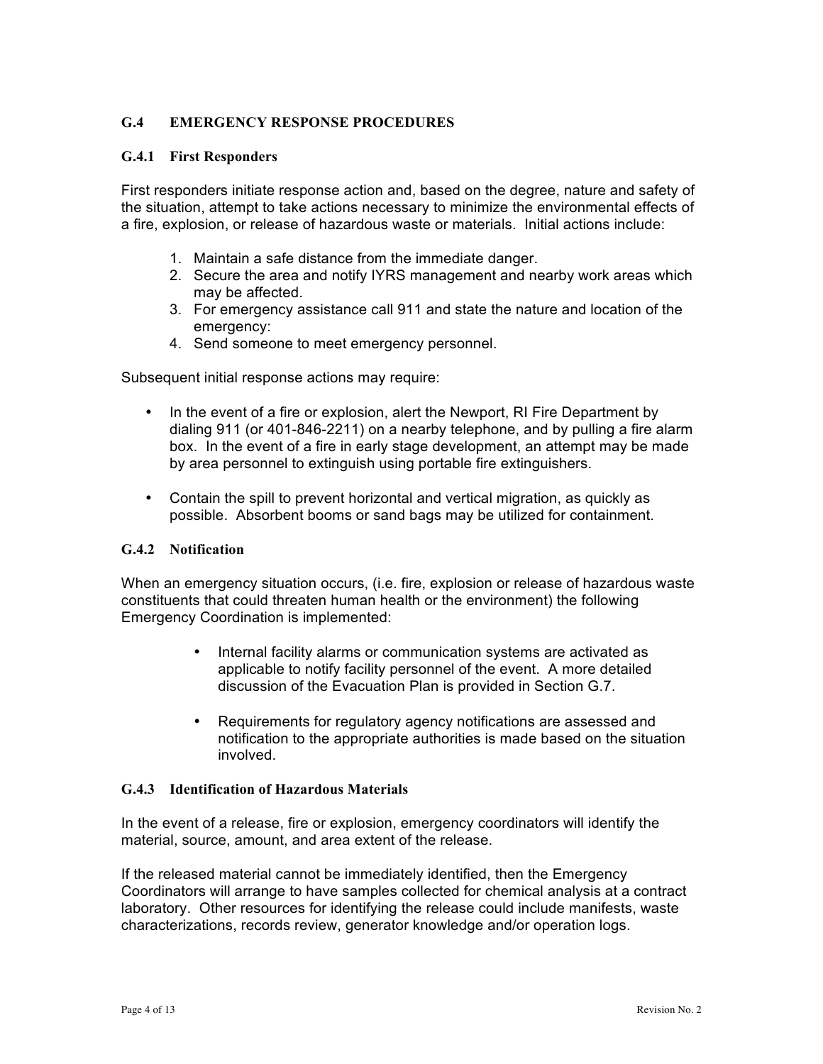## G.4 EMERGENCY RESPONSE PROCEDURES

### G.4.1 First Responders

First responders initiate response action and, based on the degree, nature and safety of the situation, attempt to take actions necessary to minimize the environmental effects of a fire, explosion, or release of hazardous waste or materials. Initial actions include:

1. Maintain a safe distance from the immediate danger.
2. Secure the area and notify IYRS management and nearby work areas which may be affected.
3. For emergency assistance call 911 and state the nature and location of the emergency:
4. Send someone to meet emergency personnel.

Subsequent initial response actions may require:

- In the event of a fire or explosion, alert the Newport, RI Fire Department by dialing 911 (or 401-846-2211) on a nearby telephone, and by pulling a fire alarm box. In the event of a fire in early stage development, an attempt may be made by area personnel to extinguish using portable fire extinguishers.

- Contain the spill to prevent horizontal and vertical migration, as quickly as possible. Absorbent booms or sand bags may be utilized for containment.

### G.4.2 Notification

When an emergency situation occurs, (i.e. fire, explosion or release of hazardous waste constituents that could threaten human health or the environment) the following Emergency Coordination is implemented:

- Internal facility alarms or communication systems are activated as applicable to notify facility personnel of the event. A more detailed discussion of the Evacuation Plan is provided in Section G.7.

- Requirements for regulatory agency notifications are assessed and notification to the appropriate authorities is made based on the situation involved.

### G.4.3 Identification of Hazardous Materials

In the event of a release, fire or explosion, emergency coordinators will identify the material, source, amount, and area extent of the release.

If the released material cannot be immediately identified, then the Emergency Coordinators will arrange to have samples collected for chemical analysis at a contract laboratory. Other resources for identifying the release could include manifests, waste characterizations, records review, generator knowledge and/or operation logs.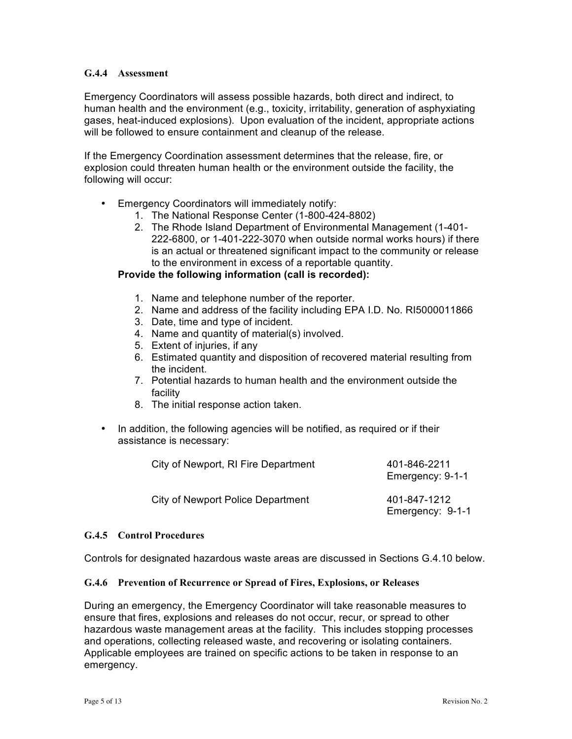### G.4.4 Assessment

Emergency Coordinators will assess possible hazards, both direct and indirect, to human health and the environment (e.g., toxicity, irritability, generation of asphyxiating gases, heat-induced explosions). Upon evaluation of the incident, appropriate actions will be followed to ensure containment and cleanup of the release.

If the Emergency Coordination assessment determines that the release, fire, or explosion could threaten human health or the environment outside the facility, the following will occur:

- Emergency Coordinators will immediately notify:
  1. The National Response Center (1-800-424-8802)
  2. The Rhode Island Department of Environmental Management (1-401-222-6800, or 1-401-222-3070 when outside normal works hours) if there is an actual or threatened significant impact to the community or release to the environment in excess of a reportable quantity.

  **Provide the following information (call is recorded):**

  1. Name and telephone number of the reporter.
  2. Name and address of the facility including EPA I.D. No. RI5000011866
  3. Date, time and type of incident.
  4. Name and quantity of material(s) involved.
  5. Extent of injuries, if any
  6. Estimated quantity and disposition of recovered material resulting from the incident.
  7. Potential hazards to human health and the environment outside the facility
  8. The initial response action taken.

- In addition, the following agencies will be notified, as required or if their assistance is necessary:

| | |
|---|---|
| City of Newport, RI Fire Department | 401-846-2211<br>Emergency: 9-1-1 |
| City of Newport Police Department | 401-847-1212<br>Emergency: 9-1-1 |

### G.4.5 Control Procedures

Controls for designated hazardous waste areas are discussed in Sections G.4.10 below.

### G.4.6 Prevention of Recurrence or Spread of Fires, Explosions, or Releases

During an emergency, the Emergency Coordinator will take reasonable measures to ensure that fires, explosions and releases do not occur, recur, or spread to other hazardous waste management areas at the facility. This includes stopping processes and operations, collecting released waste, and recovering or isolating containers. Applicable employees are trained on specific actions to be taken in response to an emergency.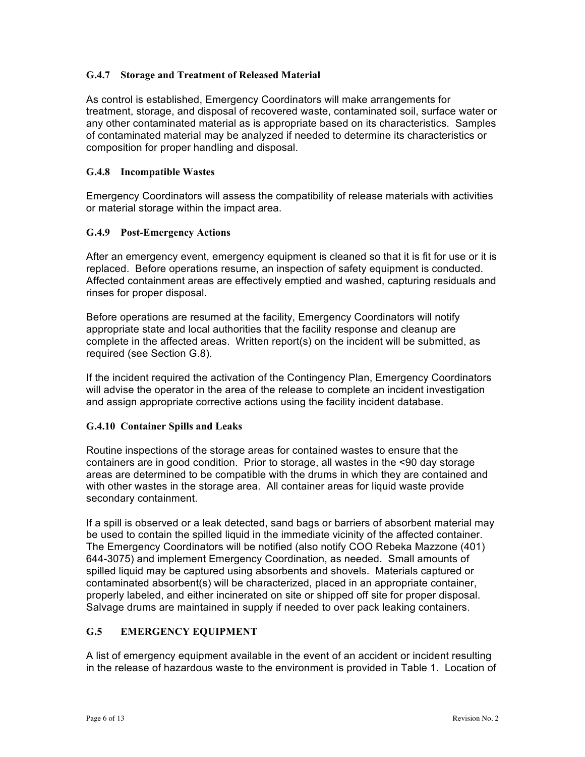### G.4.7 Storage and Treatment of Released Material

As control is established, Emergency Coordinators will make arrangements for treatment, storage, and disposal of recovered waste, contaminated soil, surface water or any other contaminated material as is appropriate based on its characteristics. Samples of contaminated material may be analyzed if needed to determine its characteristics or composition for proper handling and disposal.

### G.4.8 Incompatible Wastes

Emergency Coordinators will assess the compatibility of release materials with activities or material storage within the impact area.

### G.4.9 Post-Emergency Actions

After an emergency event, emergency equipment is cleaned so that it is fit for use or it is replaced. Before operations resume, an inspection of safety equipment is conducted. Affected containment areas are effectively emptied and washed, capturing residuals and rinses for proper disposal.

Before operations are resumed at the facility, Emergency Coordinators will notify appropriate state and local authorities that the facility response and cleanup are complete in the affected areas. Written report(s) on the incident will be submitted, as required (see Section G.8).

If the incident required the activation of the Contingency Plan, Emergency Coordinators will advise the operator in the area of the release to complete an incident investigation and assign appropriate corrective actions using the facility incident database.

### G.4.10 Container Spills and Leaks

Routine inspections of the storage areas for contained wastes to ensure that the containers are in good condition. Prior to storage, all wastes in the <90 day storage areas are determined to be compatible with the drums in which they are contained and with other wastes in the storage area. All container areas for liquid waste provide secondary containment.

If a spill is observed or a leak detected, sand bags or barriers of absorbent material may be used to contain the spilled liquid in the immediate vicinity of the affected container. The Emergency Coordinators will be notified (also notify COO Rebeka Mazzone (401) 644-3075) and implement Emergency Coordination, as needed. Small amounts of spilled liquid may be captured using absorbents and shovels. Materials captured or contaminated absorbent(s) will be characterized, placed in an appropriate container, properly labeled, and either incinerated on site or shipped off site for proper disposal. Salvage drums are maintained in supply if needed to over pack leaking containers.

## G.5 EMERGENCY EQUIPMENT

A list of emergency equipment available in the event of an accident or incident resulting in the release of hazardous waste to the environment is provided in Table 1. Location of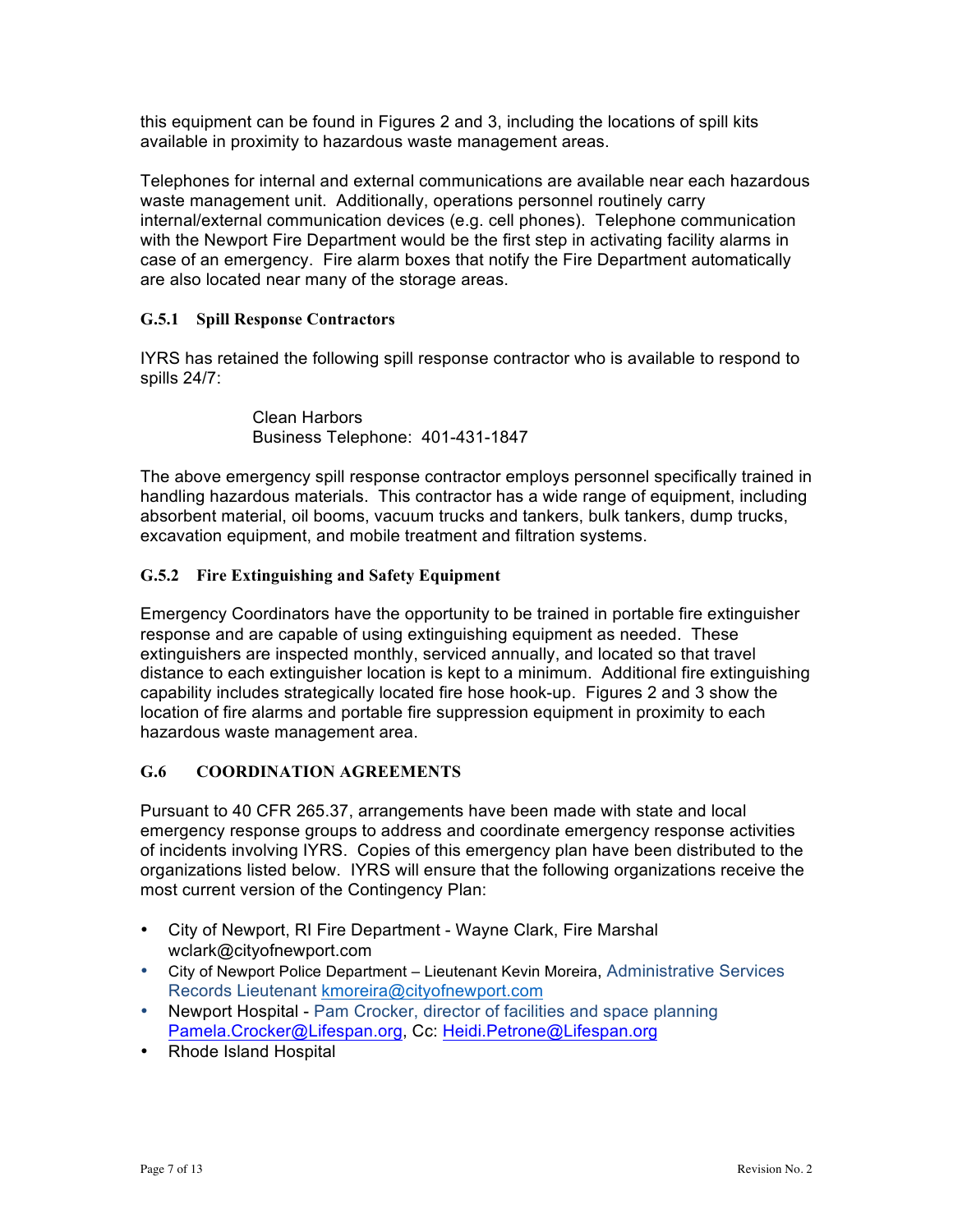this equipment can be found in Figures 2 and 3, including the locations of spill kits available in proximity to hazardous waste management areas.

Telephones for internal and external communications are available near each hazardous waste management unit. Additionally, operations personnel routinely carry internal/external communication devices (e.g. cell phones). Telephone communication with the Newport Fire Department would be the first step in activating facility alarms in case of an emergency. Fire alarm boxes that notify the Fire Department automatically are also located near many of the storage areas.

### G.5.1 Spill Response Contractors

IYRS has retained the following spill response contractor who is available to respond to spills 24/7:

> Clean Harbors
> Business Telephone: 401-431-1847

The above emergency spill response contractor employs personnel specifically trained in handling hazardous materials. This contractor has a wide range of equipment, including absorbent material, oil booms, vacuum trucks and tankers, bulk tankers, dump trucks, excavation equipment, and mobile treatment and filtration systems.

### G.5.2 Fire Extinguishing and Safety Equipment

Emergency Coordinators have the opportunity to be trained in portable fire extinguisher response and are capable of using extinguishing equipment as needed. These extinguishers are inspected monthly, serviced annually, and located so that travel distance to each extinguisher location is kept to a minimum. Additional fire extinguishing capability includes strategically located fire hose hook-up. Figures 2 and 3 show the location of fire alarms and portable fire suppression equipment in proximity to each hazardous waste management area.

## G.6 COORDINATION AGREEMENTS

Pursuant to 40 CFR 265.37, arrangements have been made with state and local emergency response groups to address and coordinate emergency response activities of incidents involving IYRS. Copies of this emergency plan have been distributed to the organizations listed below. IYRS will ensure that the following organizations receive the most current version of the Contingency Plan:

- City of Newport, RI Fire Department - Wayne Clark, Fire Marshal wclark@cityofnewport.com
- City of Newport Police Department – Lieutenant Kevin Moreira, Administrative Services Records Lieutenant kmoreira@cityofnewport.com
- Newport Hospital - Pam Crocker, director of facilities and space planning Pamela.Crocker@Lifespan.org, Cc: Heidi.Petrone@Lifespan.org
- Rhode Island Hospital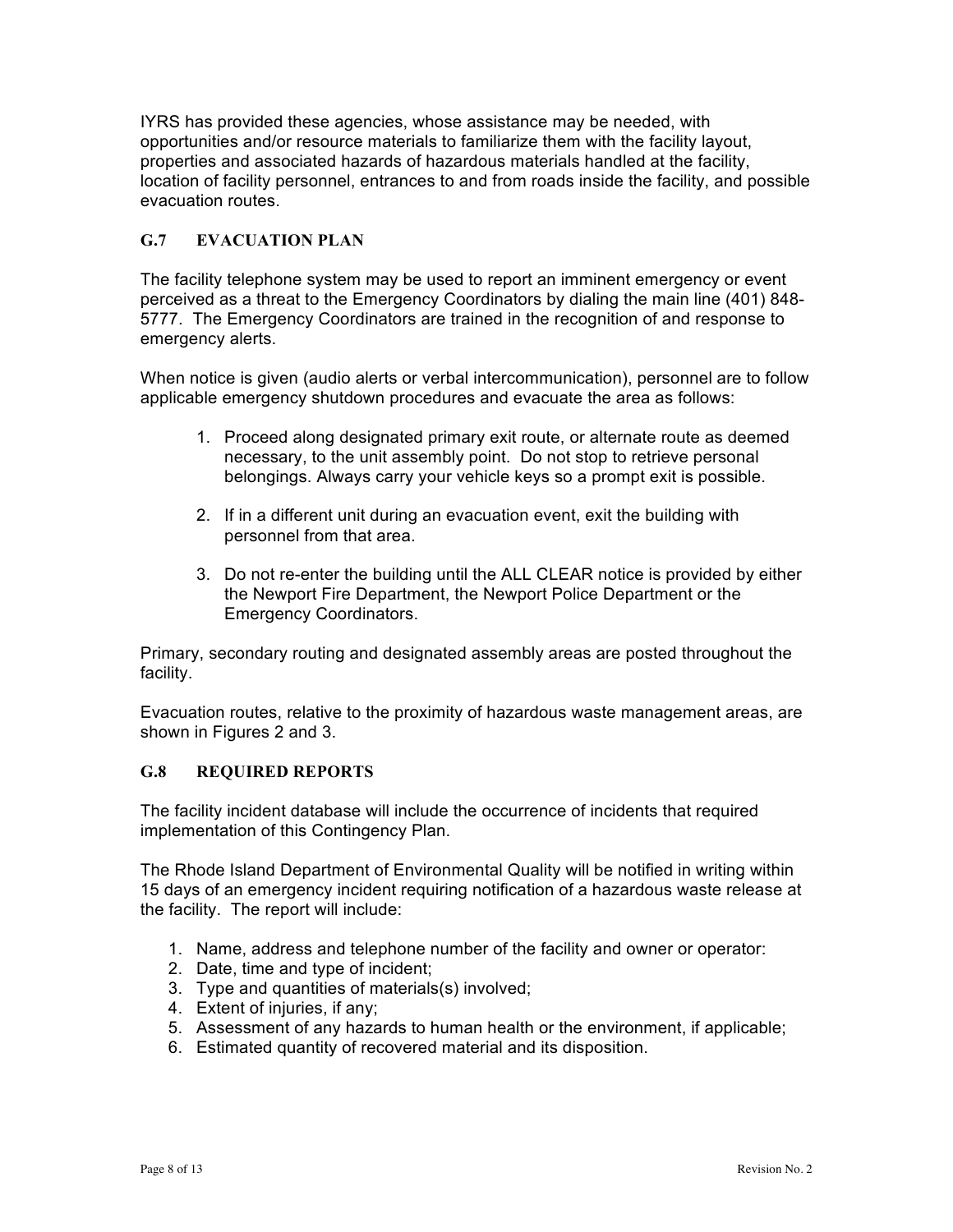IYRS has provided these agencies, whose assistance may be needed, with opportunities and/or resource materials to familiarize them with the facility layout, properties and associated hazards of hazardous materials handled at the facility, location of facility personnel, entrances to and from roads inside the facility, and possible evacuation routes.

## G.7 EVACUATION PLAN

The facility telephone system may be used to report an imminent emergency or event perceived as a threat to the Emergency Coordinators by dialing the main line (401) 848-5777. The Emergency Coordinators are trained in the recognition of and response to emergency alerts.

When notice is given (audio alerts or verbal intercommunication), personnel are to follow applicable emergency shutdown procedures and evacuate the area as follows:

1. Proceed along designated primary exit route, or alternate route as deemed necessary, to the unit assembly point. Do not stop to retrieve personal belongings. Always carry your vehicle keys so a prompt exit is possible.

2. If in a different unit during an evacuation event, exit the building with personnel from that area.

3. Do not re-enter the building until the ALL CLEAR notice is provided by either the Newport Fire Department, the Newport Police Department or the Emergency Coordinators.

Primary, secondary routing and designated assembly areas are posted throughout the facility.

Evacuation routes, relative to the proximity of hazardous waste management areas, are shown in Figures 2 and 3.

## G.8 REQUIRED REPORTS

The facility incident database will include the occurrence of incidents that required implementation of this Contingency Plan.

The Rhode Island Department of Environmental Quality will be notified in writing within 15 days of an emergency incident requiring notification of a hazardous waste release at the facility. The report will include:

1. Name, address and telephone number of the facility and owner or operator:
2. Date, time and type of incident;
3. Type and quantities of materials(s) involved;
4. Extent of injuries, if any;
5. Assessment of any hazards to human health or the environment, if applicable;
6. Estimated quantity of recovered material and its disposition.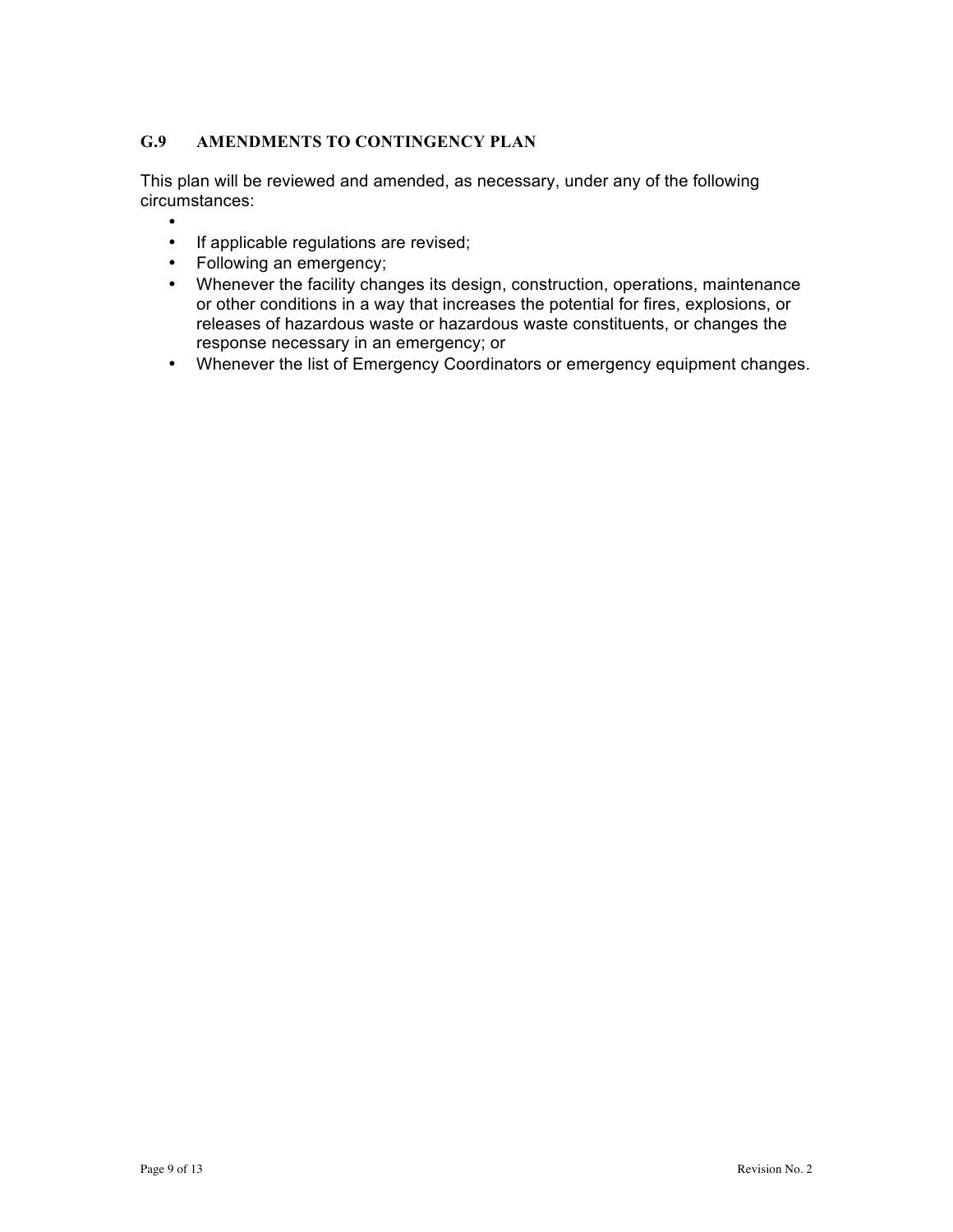### G.9 AMENDMENTS TO CONTINGENCY PLAN

This plan will be reviewed and amended, as necessary, under any of the following circumstances:

- 
- If applicable regulations are revised;
- Following an emergency;
- Whenever the facility changes its design, construction, operations, maintenance or other conditions in a way that increases the potential for fires, explosions, or releases of hazardous waste or hazardous waste constituents, or changes the response necessary in an emergency; or
- Whenever the list of Emergency Coordinators or emergency equipment changes.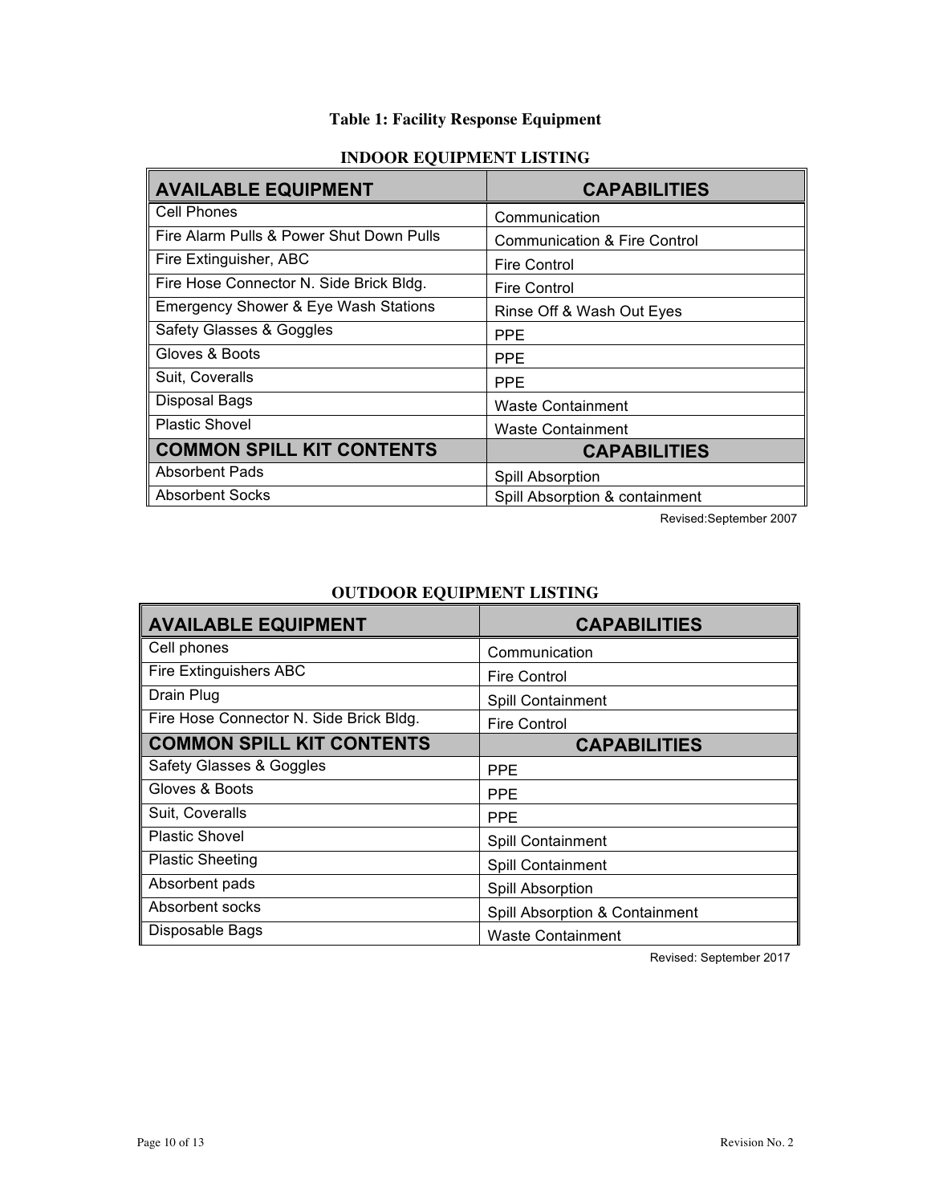**Table 1: Facility Response Equipment**

**INDOOR EQUIPMENT LISTING**

| AVAILABLE EQUIPMENT | CAPABILITIES |
|---|---|
| Cell Phones | Communication |
| Fire Alarm Pulls & Power Shut Down Pulls | Communication & Fire Control |
| Fire Extinguisher, ABC | Fire Control |
| Fire Hose Connector N. Side Brick Bldg. | Fire Control |
| Emergency Shower & Eye Wash Stations | Rinse Off & Wash Out Eyes |
| Safety Glasses & Goggles | PPE |
| Gloves & Boots | PPE |
| Suit, Coveralls | PPE |
| Disposal Bags | Waste Containment |
| Plastic Shovel | Waste Containment |
| **COMMON SPILL KIT CONTENTS** | **CAPABILITIES** |
| Absorbent Pads | Spill Absorption |
| Absorbent Socks | Spill Absorption & containment |

Revised:September 2007

**OUTDOOR EQUIPMENT LISTING**

| AVAILABLE EQUIPMENT | CAPABILITIES |
|---|---|
| Cell phones | Communication |
| Fire Extinguishers ABC | Fire Control |
| Drain Plug | Spill Containment |
| Fire Hose Connector N. Side Brick Bldg. | Fire Control |
| **COMMON SPILL KIT CONTENTS** | **CAPABILITIES** |
| Safety Glasses & Goggles | PPE |
| Gloves & Boots | PPE |
| Suit, Coveralls | PPE |
| Plastic Shovel | Spill Containment |
| Plastic Sheeting | Spill Containment |
| Absorbent pads | Spill Absorption |
| Absorbent socks | Spill Absorption & Containment |
| Disposable Bags | Waste Containment |

Revised: September 2017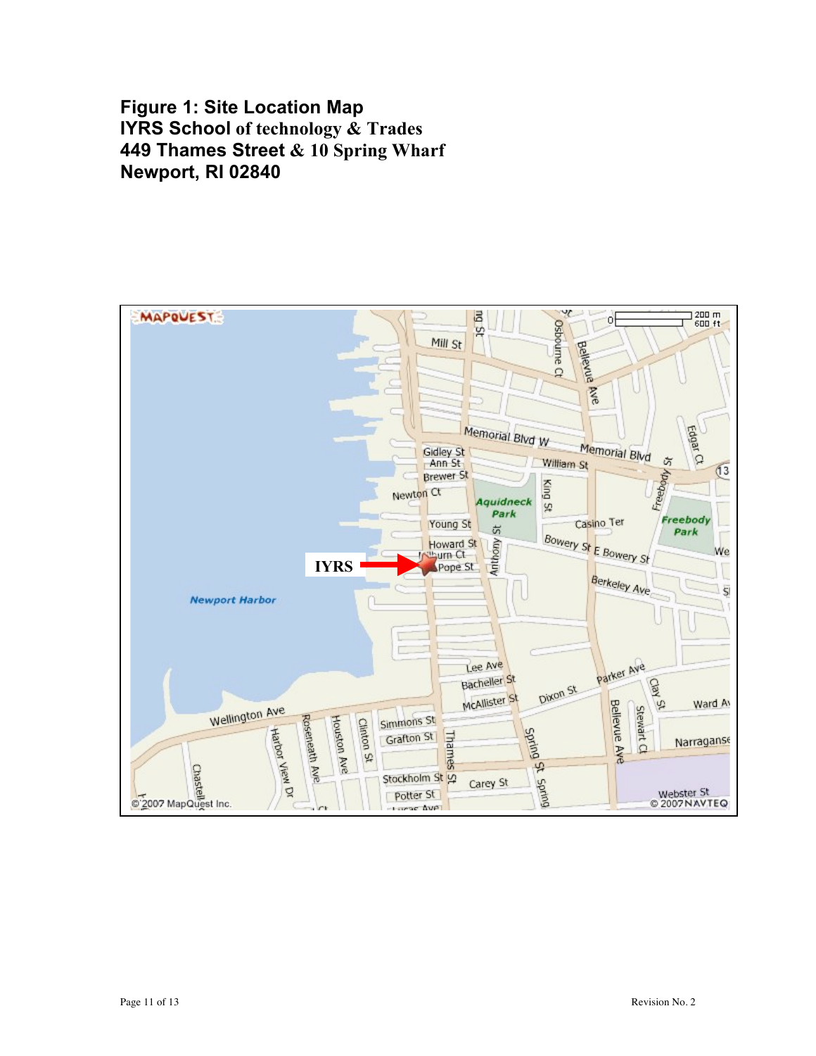**Figure 1: Site Location Map**
**IYRS School of technology & Trades**
**449 Thames Street & 10 Spring Wharf**
**Newport, RI 02840**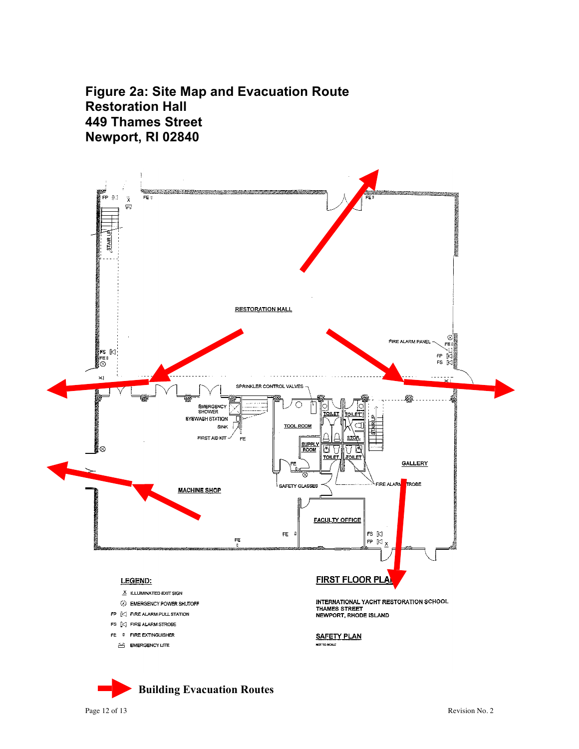# Figure 2a: Site Map and Evacuation Route
# Restoration Hall
# 449 Thames Street
# Newport, RI 02840

RESTORATION HALL

FIRE ALARM PANEL

SPRINKLER CONTROL VALVES

EMERGENCY SHOWER

EYEWASH STATION

SINK

FIRST AID KIT

TOOL ROOM

SUPPLY ROOM

TOILET

TOILET

STOR.

TOILET

TOILET

STAIR UP

GALLERY

SAFETY GLASSES

FIRE ALARM STROBE

MACHINE SHOP

FACULTY OFFICE

**LEGEND:**

- X ILLUMINATED EXIT SIGN
- EMERGENCY POWER SHUTOFF
- FP FIRE ALARM PULL STATION
- FS FIRE ALARM STROBE
- FE FIRE EXTINGUISHER
- EMERGENCY LITE

**FIRST FLOOR PLAN**

INTERNATIONAL YACHT RESTORATION SCHOOL
THAMES STREET
NEWPORT, RHODE ISLAND

**SAFETY PLAN**

NOT TO SCALE

**Building Evacuation Routes**

Revision No. 2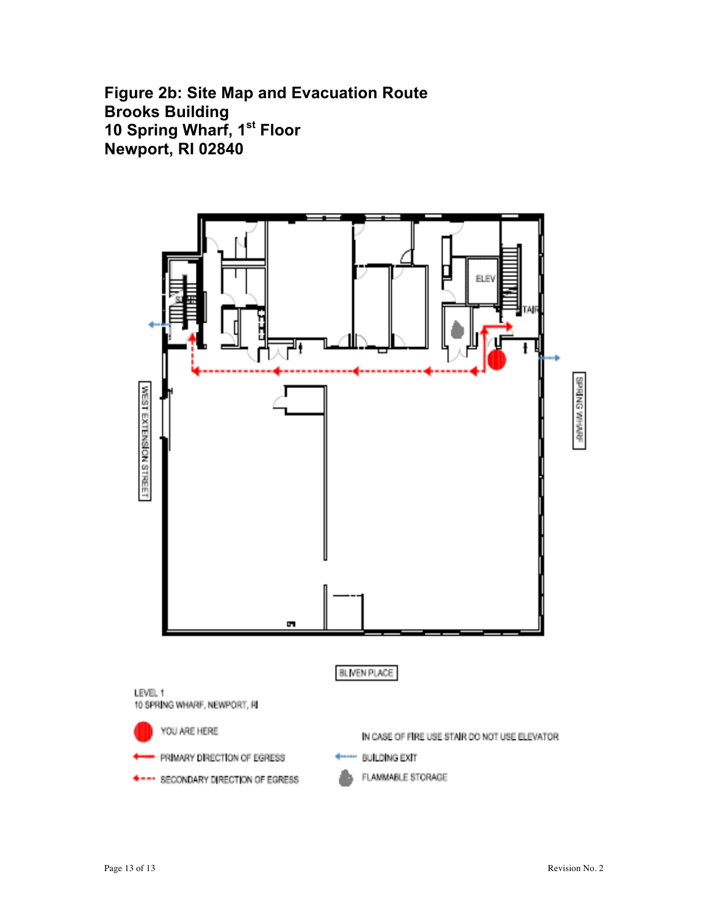**Figure 2b: Site Map and Evacuation Route**
**Brooks Building**
**10 Spring Wharf, 1st Floor**
**Newport, RI 02840**

ELEV

STAIR

STAIR

WEST EXTENSION STREET

SPRING WHARF

BLIVEN PLACE

LEVEL 1
10 SPRING WHARF, NEWPORT, RI

YOU ARE HERE

PRIMARY DIRECTION OF EGRESS

SECONDARY DIRECTION OF EGRESS

IN CASE OF FIRE USE STAIR DO NOT USE ELEVATOR

BUILDING EXIT

FLAMMABLE STORAGE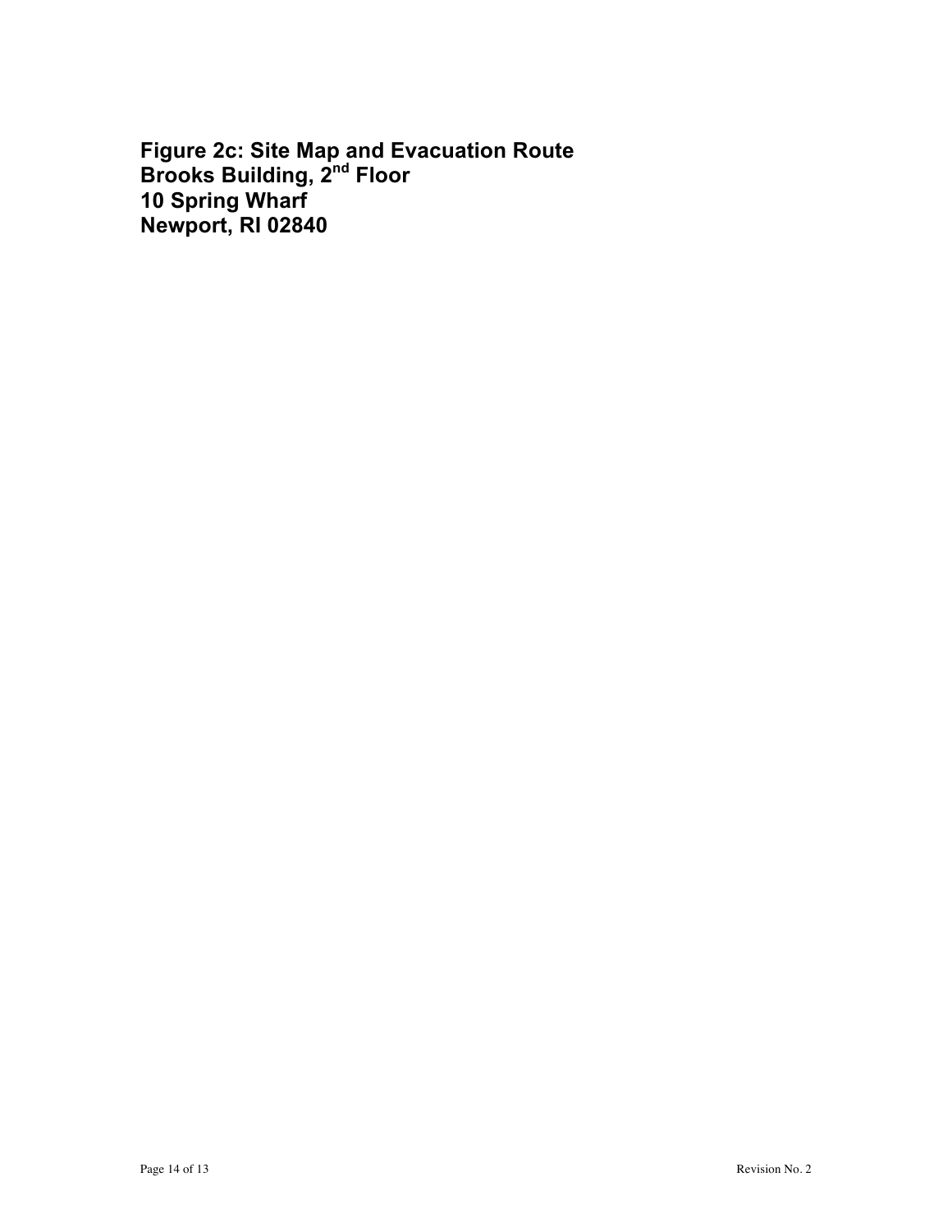**Figure 2c: Site Map and Evacuation Route**
**Brooks Building, 2nd Floor**
**10 Spring Wharf**
**Newport, RI 02840**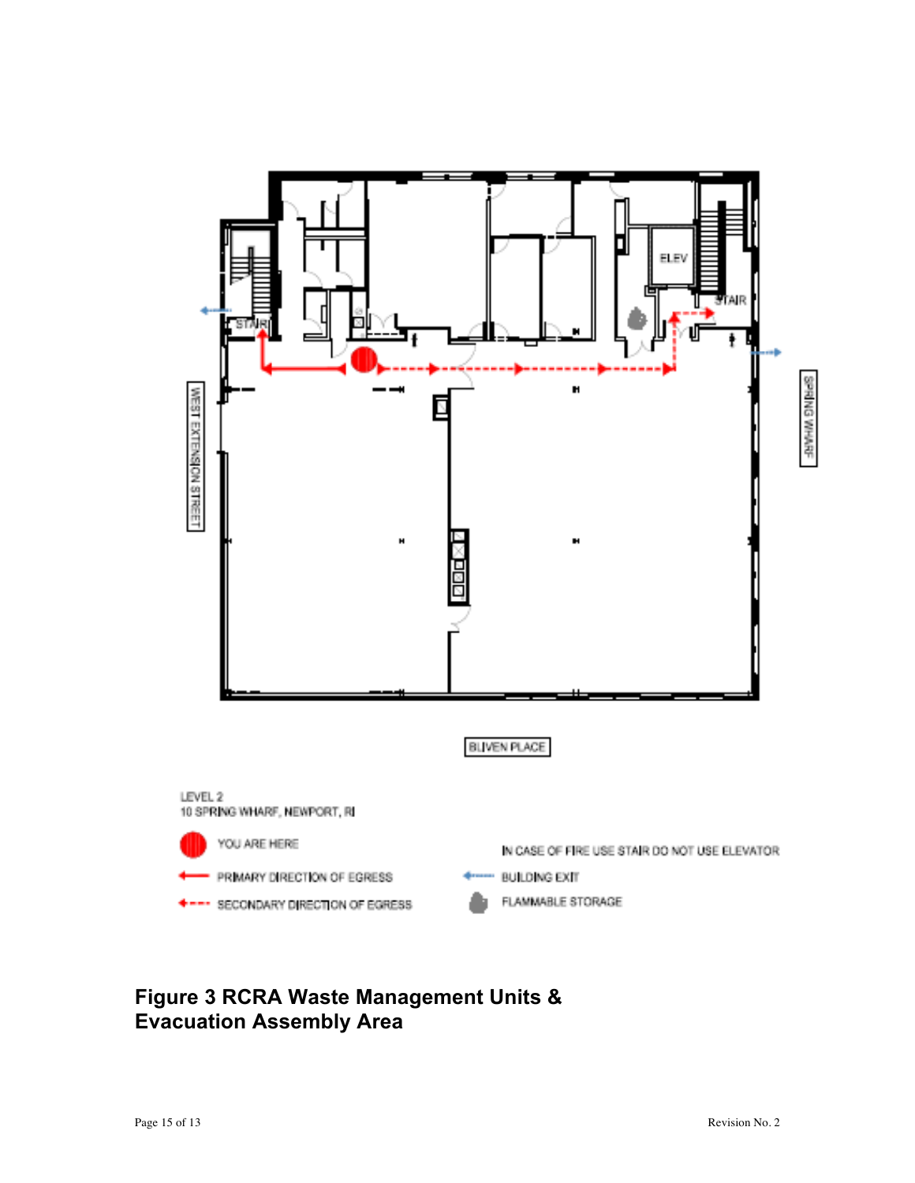WEST EXTENSION STREET

SPRING WHARF

BLIVEN PLACE

STAIR

ELEV

STAIR

LEVEL 2
10 SPRING WHARF, NEWPORT, RI

YOU ARE HERE

PRIMARY DIRECTION OF EGRESS

SECONDARY DIRECTION OF EGRESS

IN CASE OF FIRE USE STAIR DO NOT USE ELEVATOR

BUILDING EXIT

FLAMMABLE STORAGE

**Figure 3 RCRA Waste Management Units & Evacuation Assembly Area**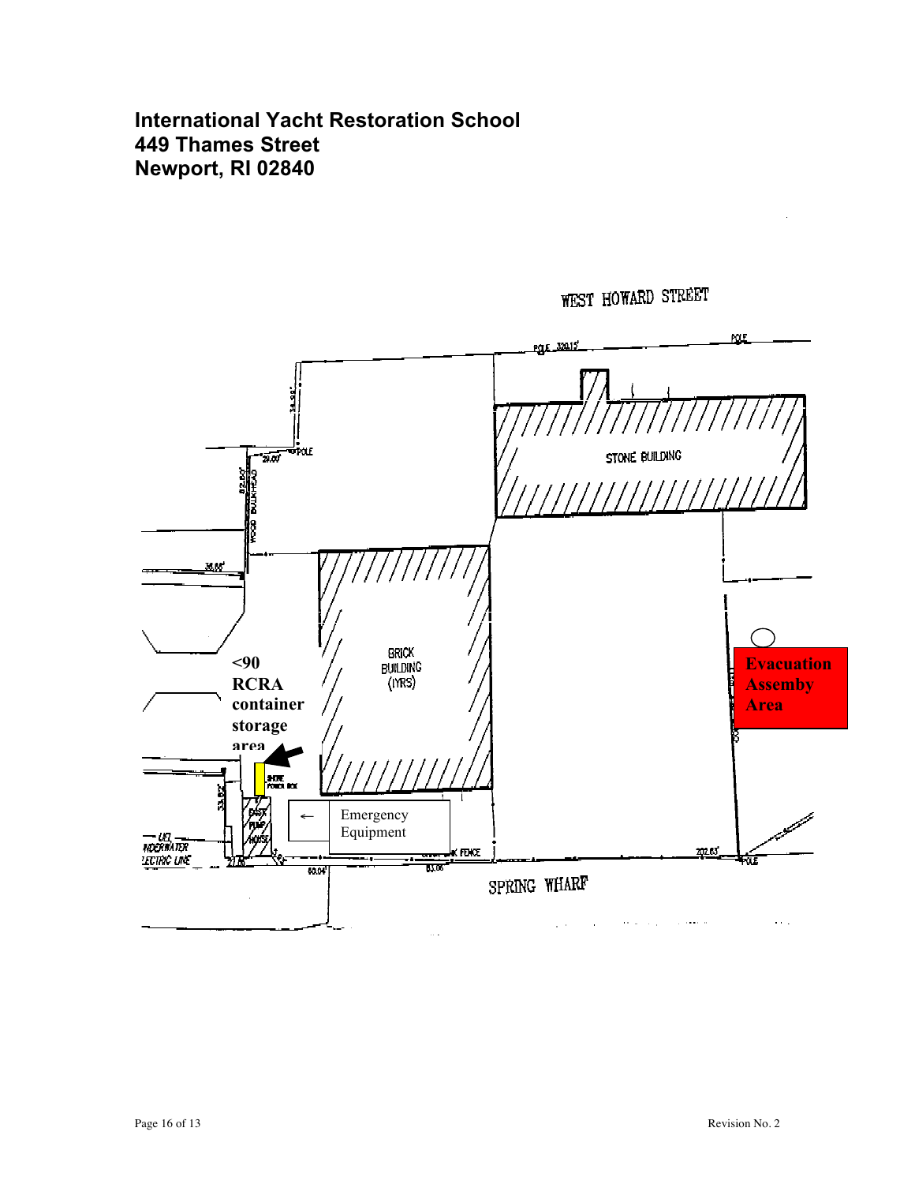**International Yacht Restoration School**
**449 Thames Street**
**Newport, RI 02840**

WEST HOWARD STREET

POLE 320.15'

POLE

STONE BUILDING

POLE

29.00'

34.92'

82.50' WOOD BULKHEAD

36.66'

BRICK BUILDING (IYRS)

**<90 RCRA container storage area**

**Evacuation Assemby Area**

SHORE POWER BOX

33.87'

EXIST. PUMP HOUSE

← Emergency Equipment

UEL UNDERWATER ELECTRIC LINE

27.85'

60.04'

83.00

FENCE

202.65'

POLE

SPRING WHARF